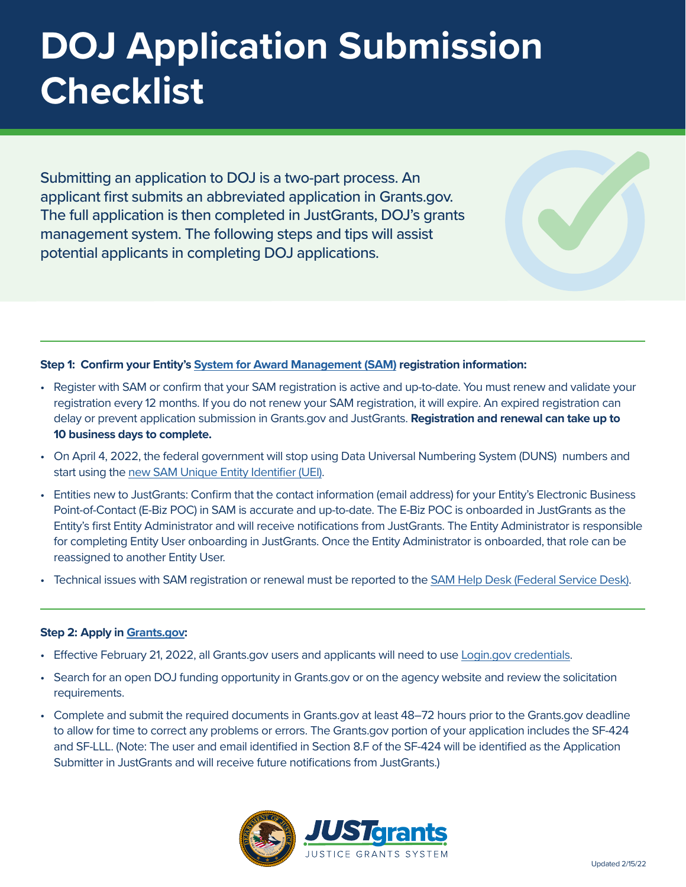# DOJ Application Submission Checklist

Submitting an application to DOJ is a two-part process. An applicant first submits an abbreviated application in Grants.gov. The full application is then completed in JustGrants, DOJ's grants management system. The following steps and tips will assist potential applicants in completing DOJ applications.

**Step 1: Confirm your Entity's System for Award Management (SAM) registration information:**

- Register with SAM or confirm that your SAM registration is active and up-to-date. You must renew and validate your registration every 12 months. If you do not renew your SAM registration, it will expire. An expired registration can delay or prevent application submission in Grants.gov and JustGrants. **Registration and renewal can take up to 10 business days to complete.**
- On April 4, 2022, the federal government will stop using Data Universal Numbering System (DUNS) numbers and start using the new SAM Unique Entity Identifier (UEI).
- Entities new to JustGrants: Confirm that the contact information (email address) for your Entity's Electronic Business Point-of-Contact (E-Biz POC) in SAM is accurate and up-to-date. The E-Biz POC is onboarded in JustGrants as the Entity's first Entity Administrator and will receive notifications from JustGrants. The Entity Administrator is responsible for completing Entity User onboarding in JustGrants. Once the Entity Administrator is onboarded, that role can be reassigned to another Entity User.
- Technical issues with SAM registration or renewal must be reported to the SAM Help Desk (Federal Service Desk).

**Step 2: Apply in Grants.gov:**

- Effective February 21, 2022, all Grants.gov users and applicants will need to use Login.gov credentials.
- Search for an open DOJ funding opportunity in Grants.gov or on the agency website and review the solicitation requirements.
- Complete and submit the required documents in Grants.gov at least 48–72 hours prior to the Grants.gov deadline to allow for time to correct any problems or errors. The Grants.gov portion of your application includes the SF-424 and SF-LLL. (Note: The user and email identified in Section 8.F of the SF-424 will be identified as the Application Submitter in JustGrants and will receive future notifications from JustGrants.)

JUSTgrants
JUSTICE GRANTS SYSTEM

Updated 2/15/22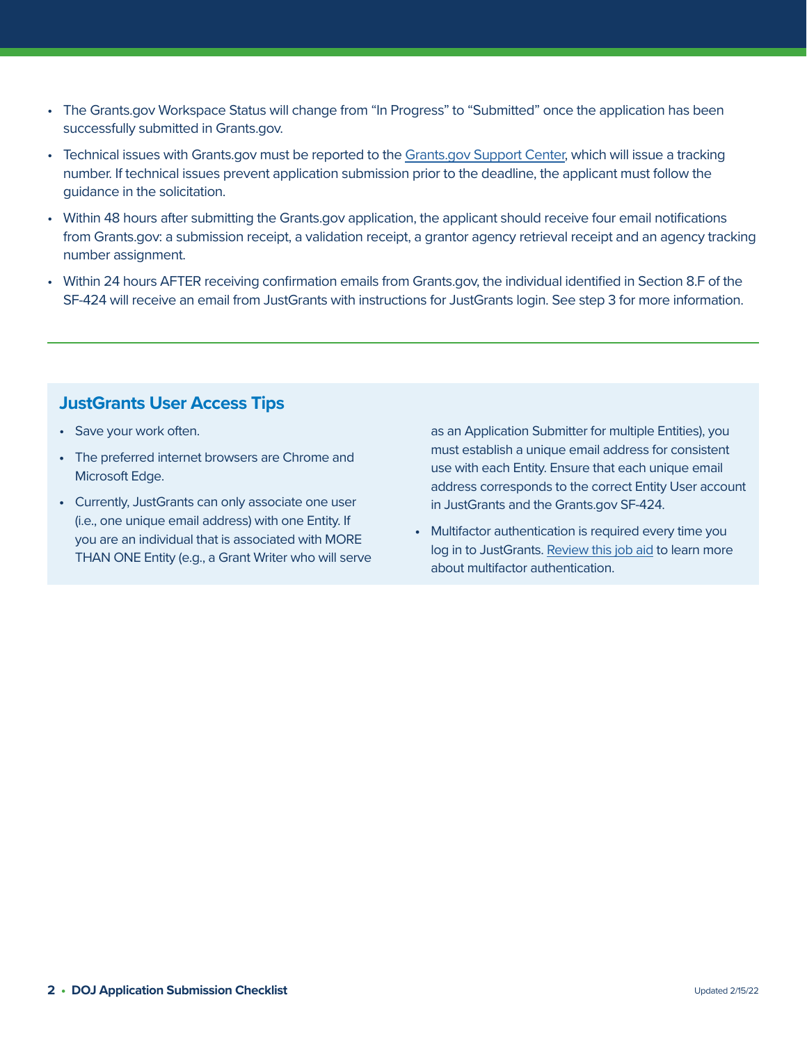- The Grants.gov Workspace Status will change from "In Progress" to "Submitted" once the application has been successfully submitted in Grants.gov.
- Technical issues with Grants.gov must be reported to the Grants.gov Support Center, which will issue a tracking number. If technical issues prevent application submission prior to the deadline, the applicant must follow the guidance in the solicitation.
- Within 48 hours after submitting the Grants.gov application, the applicant should receive four email notifications from Grants.gov: a submission receipt, a validation receipt, a grantor agency retrieval receipt and an agency tracking number assignment.
- Within 24 hours AFTER receiving confirmation emails from Grants.gov, the individual identified in Section 8.F of the SF-424 will receive an email from JustGrants with instructions for JustGrants login. See step 3 for more information.

---

## JustGrants User Access Tips

- Save your work often.
- The preferred internet browsers are Chrome and Microsoft Edge.
- Currently, JustGrants can only associate one user (i.e., one unique email address) with one Entity. If you are an individual that is associated with MORE THAN ONE Entity (e.g., a Grant Writer who will serve as an Application Submitter for multiple Entities), you must establish a unique email address for consistent use with each Entity. Ensure that each unique email address corresponds to the correct Entity User account in JustGrants and the Grants.gov SF-424.
- Multifactor authentication is required every time you log in to JustGrants. Review this job aid to learn more about multifactor authentication.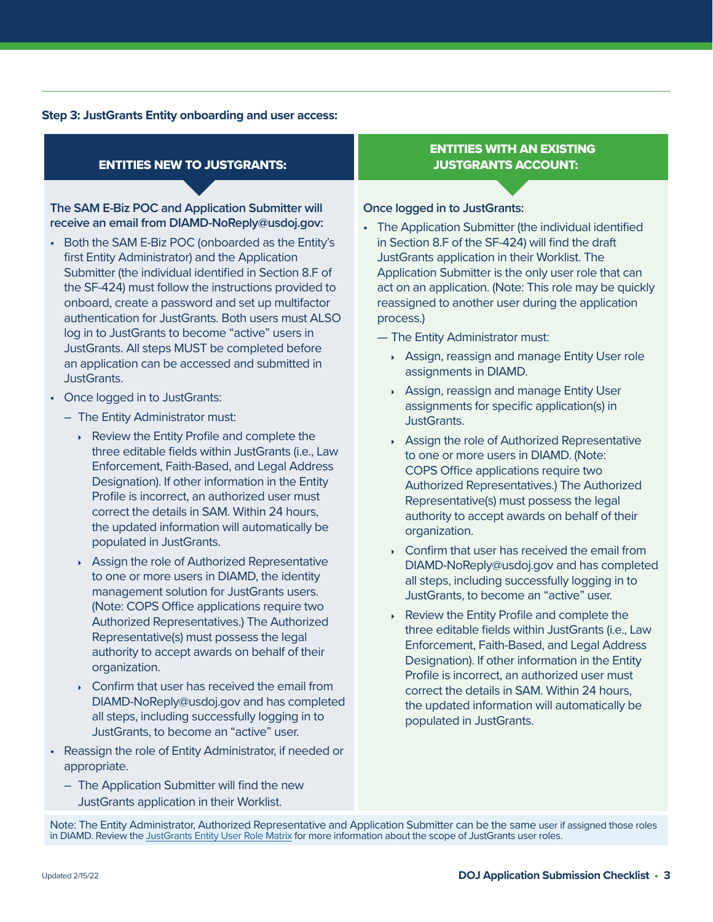**Step 3: JustGrants Entity onboarding and user access:**

## ENTITIES NEW TO JUSTGRANTS:

**The SAM E-Biz POC and Application Submitter will receive an email from DIAMD-NoReply@usdoj.gov:**

- Both the SAM E-Biz POC (onboarded as the Entity's first Entity Administrator) and the Application Submitter (the individual identified in Section 8.F of the SF-424) must follow the instructions provided to onboard, create a password and set up multifactor authentication for JustGrants. Both users must ALSO log in to JustGrants to become "active" users in JustGrants. All steps MUST be completed before an application can be accessed and submitted in JustGrants.
- Once logged in to JustGrants:
  - The Entity Administrator must:
    - Review the Entity Profile and complete the three editable fields within JustGrants (i.e., Law Enforcement, Faith-Based, and Legal Address Designation). If other information in the Entity Profile is incorrect, an authorized user must correct the details in SAM. Within 24 hours, the updated information will automatically be populated in JustGrants.
    - Assign the role of Authorized Representative to one or more users in DIAMD, the identity management solution for JustGrants users. (Note: COPS Office applications require two Authorized Representatives.) The Authorized Representative(s) must possess the legal authority to accept awards on behalf of their organization.
    - Confirm that user has received the email from DIAMD-NoReply@usdoj.gov and has completed all steps, including successfully logging in to JustGrants, to become an "active" user.
- Reassign the role of Entity Administrator, if needed or appropriate.
  - The Application Submitter will find the new JustGrants application in their Worklist.

## ENTITIES WITH AN EXISTING JUSTGRANTS ACCOUNT:

**Once logged in to JustGrants:**

- The Application Submitter (the individual identified in Section 8.F of the SF-424) will find the draft JustGrants application in their Worklist. The Application Submitter is the only user role that can act on an application. (Note: This role may be quickly reassigned to another user during the application process.)
  - The Entity Administrator must:
    - Assign, reassign and manage Entity User role assignments in DIAMD.
    - Assign, reassign and manage Entity User assignments for specific application(s) in JustGrants.
    - Assign the role of Authorized Representative to one or more users in DIAMD. (Note: COPS Office applications require two Authorized Representatives.) The Authorized Representative(s) must possess the legal authority to accept awards on behalf of their organization.
    - Confirm that user has received the email from DIAMD-NoReply@usdoj.gov and has completed all steps, including successfully logging in to JustGrants, to become an "active" user.
    - Review the Entity Profile and complete the three editable fields within JustGrants (i.e., Law Enforcement, Faith-Based, and Legal Address Designation). If other information in the Entity Profile is incorrect, an authorized user must correct the details in SAM. Within 24 hours, the updated information will automatically be populated in JustGrants.

Note: The Entity Administrator, Authorized Representative and Application Submitter can be the same user if assigned those roles in DIAMD. Review the JustGrants Entity User Role Matrix for more information about the scope of JustGrants user roles.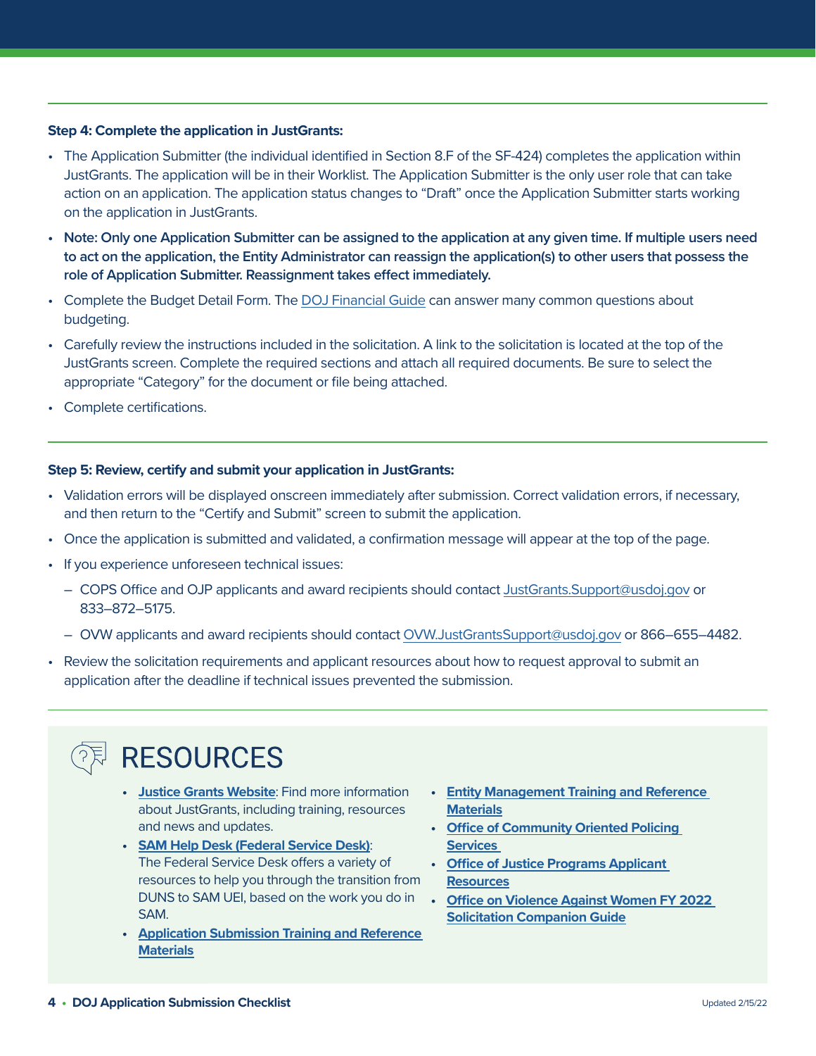**Step 4: Complete the application in JustGrants:**

- The Application Submitter (the individual identified in Section 8.F of the SF-424) completes the application within JustGrants. The application will be in their Worklist. The Application Submitter is the only user role that can take action on an application. The application status changes to "Draft" once the Application Submitter starts working on the application in JustGrants.
- **Note: Only one Application Submitter can be assigned to the application at any given time. If multiple users need to act on the application, the Entity Administrator can reassign the application(s) to other users that possess the role of Application Submitter. Reassignment takes effect immediately.**
- Complete the Budget Detail Form. The DOJ Financial Guide can answer many common questions about budgeting.
- Carefully review the instructions included in the solicitation. A link to the solicitation is located at the top of the JustGrants screen. Complete the required sections and attach all required documents. Be sure to select the appropriate "Category" for the document or file being attached.
- Complete certifications.

**Step 5: Review, certify and submit your application in JustGrants:**

- Validation errors will be displayed onscreen immediately after submission. Correct validation errors, if necessary, and then return to the "Certify and Submit" screen to submit the application.
- Once the application is submitted and validated, a confirmation message will appear at the top of the page.
- If you experience unforeseen technical issues:
  - COPS Office and OJP applicants and award recipients should contact JustGrants.Support@usdoj.gov or 833–872–5175.
  - OVW applicants and award recipients should contact OVW.JustGrantsSupport@usdoj.gov or 866–655–4482.
- Review the solicitation requirements and applicant resources about how to request approval to submit an application after the deadline if technical issues prevented the submission.

# RESOURCES

- **Justice Grants Website**: Find more information about JustGrants, including training, resources and news and updates.
- **SAM Help Desk (Federal Service Desk)**: The Federal Service Desk offers a variety of resources to help you through the transition from DUNS to SAM UEI, based on the work you do in SAM.
- **Application Submission Training and Reference Materials**
- **Entity Management Training and Reference Materials**
- **Office of Community Oriented Policing Services**
- **Office of Justice Programs Applicant Resources**
- **Office on Violence Against Women FY 2022 Solicitation Companion Guide**